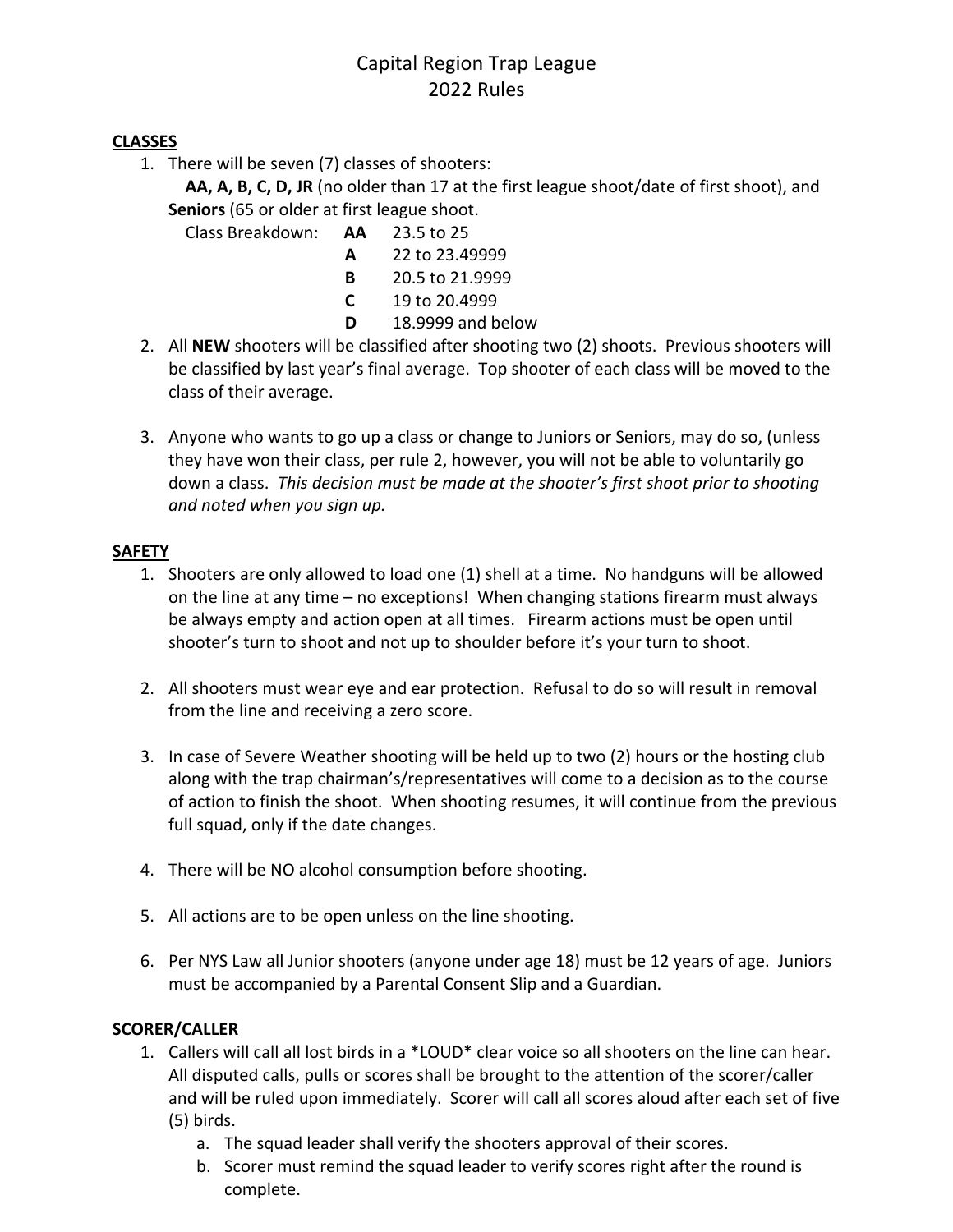# Capital Region Trap League
# 2022 Rules

## CLASSES

1. There will be seven (7) classes of shooters:
   **AA, A, B, C, D, JR** (no older than 17 at the first league shoot/date of first shoot), and **Seniors** (65 or older at first league shoot.

   Class Breakdown:

   | | | |
   |---|---|---|
   | | **AA** | 23.5 to 25 |
   | | **A** | 22 to 23.49999 |
   | | **B** | 20.5 to 21.9999 |
   | | **C** | 19 to 20.4999 |
   | | **D** | 18.9999 and below |

2. All **NEW** shooters will be classified after shooting two (2) shoots. Previous shooters will be classified by last year's final average. Top shooter of each class will be moved to the class of their average.

3. Anyone who wants to go up a class or change to Juniors or Seniors, may do so, (unless they have won their class, per rule 2, however, you will not be able to voluntarily go down a class. *This decision must be made at the shooter's first shoot prior to shooting and noted when you sign up.*

## SAFETY

1. Shooters are only allowed to load one (1) shell at a time. No handguns will be allowed on the line at any time – no exceptions! When changing stations firearm must always be always empty and action open at all times. Firearm actions must be open until shooter's turn to shoot and not up to shoulder before it's your turn to shoot.

2. All shooters must wear eye and ear protection. Refusal to do so will result in removal from the line and receiving a zero score.

3. In case of Severe Weather shooting will be held up to two (2) hours or the hosting club along with the trap chairman's/representatives will come to a decision as to the course of action to finish the shoot. When shooting resumes, it will continue from the previous full squad, only if the date changes.

4. There will be NO alcohol consumption before shooting.

5. All actions are to be open unless on the line shooting.

6. Per NYS Law all Junior shooters (anyone under age 18) must be 12 years of age. Juniors must be accompanied by a Parental Consent Slip and a Guardian.

## SCORER/CALLER

1. Callers will call all lost birds in a *LOUD* clear voice so all shooters on the line can hear. All disputed calls, pulls or scores shall be brought to the attention of the scorer/caller and will be ruled upon immediately. Scorer will call all scores aloud after each set of five (5) birds.
   a. The squad leader shall verify the shooters approval of their scores.
   b. Scorer must remind the squad leader to verify scores right after the round is complete.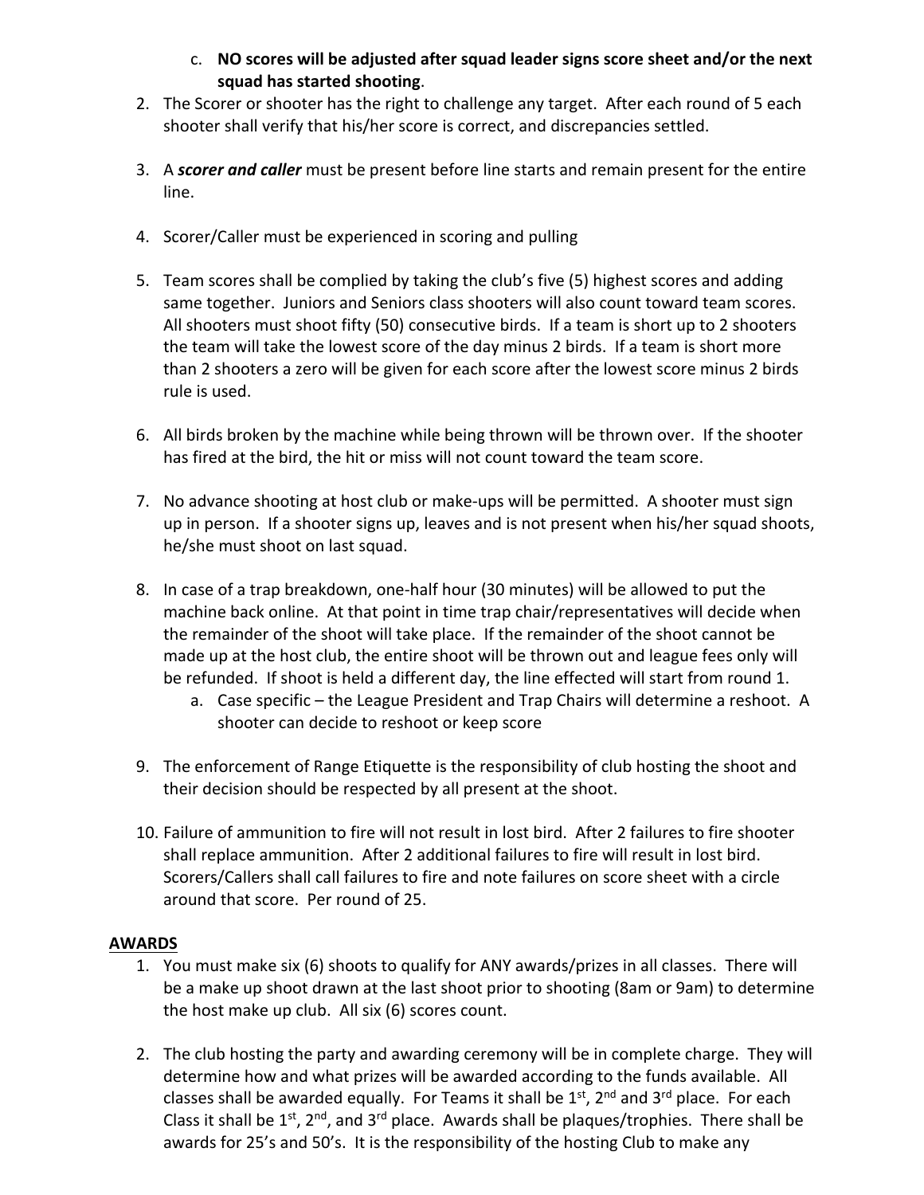c. **NO scores will be adjusted after squad leader signs score sheet and/or the next squad has started shooting**.

2. The Scorer or shooter has the right to challenge any target. After each round of 5 each shooter shall verify that his/her score is correct, and discrepancies settled.

3. A ***scorer and caller*** must be present before line starts and remain present for the entire line.

4. Scorer/Caller must be experienced in scoring and pulling

5. Team scores shall be complied by taking the club's five (5) highest scores and adding same together. Juniors and Seniors class shooters will also count toward team scores. All shooters must shoot fifty (50) consecutive birds. If a team is short up to 2 shooters the team will take the lowest score of the day minus 2 birds. If a team is short more than 2 shooters a zero will be given for each score after the lowest score minus 2 birds rule is used.

6. All birds broken by the machine while being thrown will be thrown over. If the shooter has fired at the bird, the hit or miss will not count toward the team score.

7. No advance shooting at host club or make-ups will be permitted. A shooter must sign up in person. If a shooter signs up, leaves and is not present when his/her squad shoots, he/she must shoot on last squad.

8. In case of a trap breakdown, one-half hour (30 minutes) will be allowed to put the machine back online. At that point in time trap chair/representatives will decide when the remainder of the shoot will take place. If the remainder of the shoot cannot be made up at the host club, the entire shoot will be thrown out and league fees only will be refunded. If shoot is held a different day, the line effected will start from round 1.
   a. Case specific – the League President and Trap Chairs will determine a reshoot. A shooter can decide to reshoot or keep score

9. The enforcement of Range Etiquette is the responsibility of club hosting the shoot and their decision should be respected by all present at the shoot.

10. Failure of ammunition to fire will not result in lost bird. After 2 failures to fire shooter shall replace ammunition. After 2 additional failures to fire will result in lost bird. Scorers/Callers shall call failures to fire and note failures on score sheet with a circle around that score. Per round of 25.

## AWARDS

1. You must make six (6) shoots to qualify for ANY awards/prizes in all classes. There will be a make up shoot drawn at the last shoot prior to shooting (8am or 9am) to determine the host make up club. All six (6) scores count.

2. The club hosting the party and awarding ceremony will be in complete charge. They will determine how and what prizes will be awarded according to the funds available. All classes shall be awarded equally. For Teams it shall be 1st, 2nd and 3rd place. For each Class it shall be 1st, 2nd, and 3rd place. Awards shall be plaques/trophies. There shall be awards for 25's and 50's. It is the responsibility of the hosting Club to make any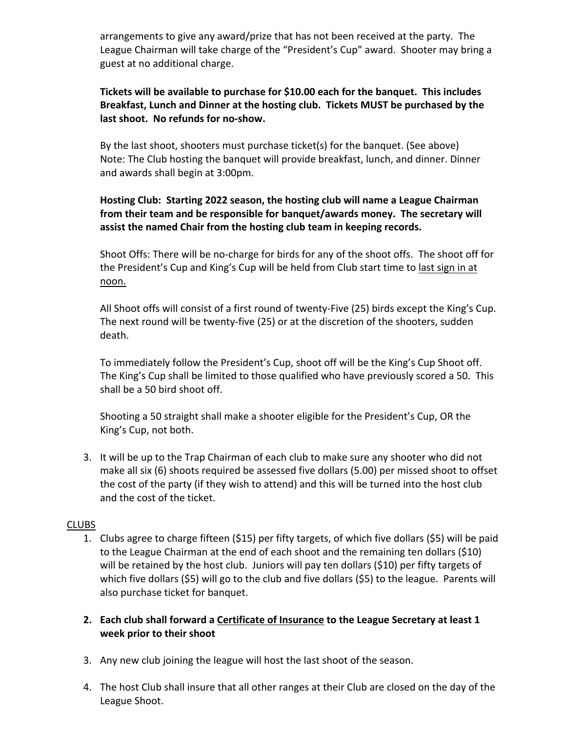arrangements to give any award/prize that has not been received at the party. The League Chairman will take charge of the "President's Cup" award. Shooter may bring a guest at no additional charge.

**Tickets will be available to purchase for $10.00 each for the banquet. This includes Breakfast, Lunch and Dinner at the hosting club. Tickets MUST be purchased by the last shoot. No refunds for no-show.**

By the last shoot, shooters must purchase ticket(s) for the banquet. (See above)
Note: The Club hosting the banquet will provide breakfast, lunch, and dinner. Dinner and awards shall begin at 3:00pm.

**Hosting Club: Starting 2022 season, the hosting club will name a League Chairman from their team and be responsible for banquet/awards money. The secretary will assist the named Chair from the hosting club team in keeping records.**

Shoot Offs: There will be no-charge for birds for any of the shoot offs. The shoot off for the President's Cup and King's Cup will be held from Club start time to <u>last sign in at noon.</u>

All Shoot offs will consist of a first round of twenty-Five (25) birds except the King's Cup. The next round will be twenty-five (25) or at the discretion of the shooters, sudden death.

To immediately follow the President's Cup, shoot off will be the King's Cup Shoot off. The King's Cup shall be limited to those qualified who have previously scored a 50. This shall be a 50 bird shoot off.

Shooting a 50 straight shall make a shooter eligible for the President's Cup, OR the King's Cup, not both.

3. It will be up to the Trap Chairman of each club to make sure any shooter who did not make all six (6) shoots required be assessed five dollars (5.00) per missed shoot to offset the cost of the party (if they wish to attend) and this will be turned into the host club and the cost of the ticket.

<u>CLUBS</u>

1. Clubs agree to charge fifteen ($15) per fifty targets, of which five dollars ($5) will be paid to the League Chairman at the end of each shoot and the remaining ten dollars ($10) will be retained by the host club. Juniors will pay ten dollars ($10) per fifty targets of which five dollars ($5) will go to the club and five dollars ($5) to the league. Parents will also purchase ticket for banquet.
2. **Each club shall forward a <u>Certificate of Insurance</u> to the League Secretary at least 1 week prior to their shoot**
3. Any new club joining the league will host the last shoot of the season.
4. The host Club shall insure that all other ranges at their Club are closed on the day of the League Shoot.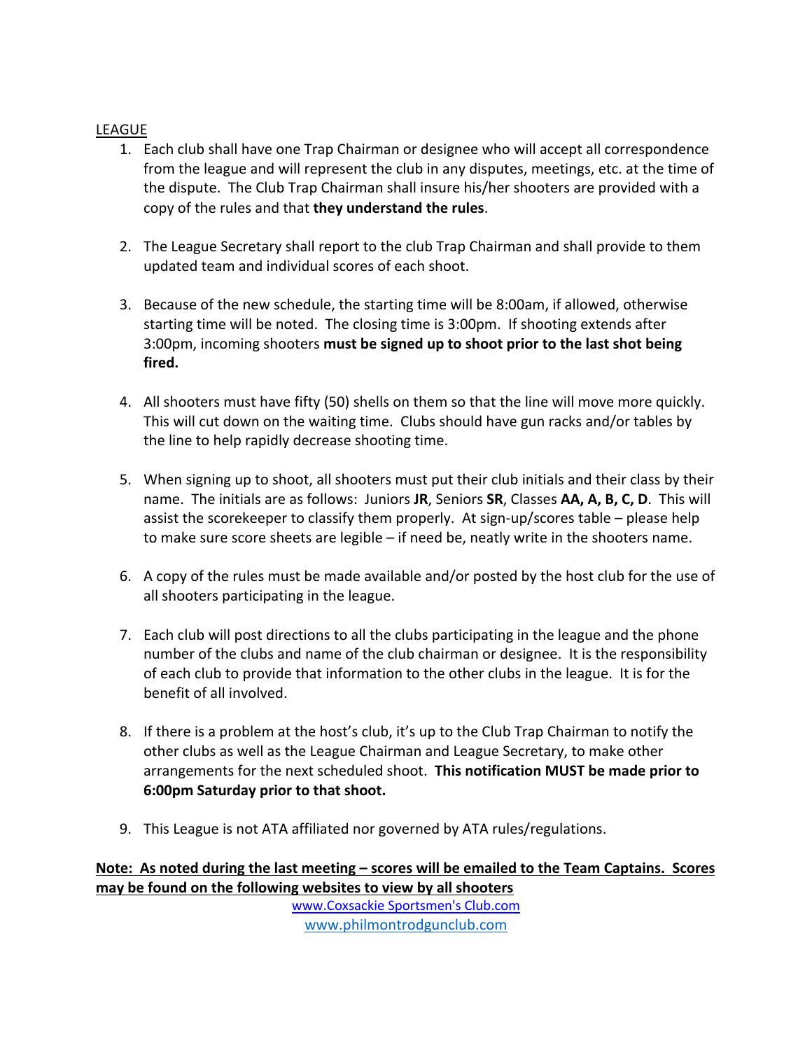LEAGUE

1. Each club shall have one Trap Chairman or designee who will accept all correspondence from the league and will represent the club in any disputes, meetings, etc. at the time of the dispute. The Club Trap Chairman shall insure his/her shooters are provided with a copy of the rules and that **they understand the rules**.

2. The League Secretary shall report to the club Trap Chairman and shall provide to them updated team and individual scores of each shoot.

3. Because of the new schedule, the starting time will be 8:00am, if allowed, otherwise starting time will be noted. The closing time is 3:00pm. If shooting extends after 3:00pm, incoming shooters **must be signed up to shoot prior to the last shot being fired.**

4. All shooters must have fifty (50) shells on them so that the line will move more quickly. This will cut down on the waiting time. Clubs should have gun racks and/or tables by the line to help rapidly decrease shooting time.

5. When signing up to shoot, all shooters must put their club initials and their class by their name. The initials are as follows: Juniors **JR**, Seniors **SR**, Classes **AA, A, B, C, D**. This will assist the scorekeeper to classify them properly. At sign-up/scores table – please help to make sure score sheets are legible – if need be, neatly write in the shooters name.

6. A copy of the rules must be made available and/or posted by the host club for the use of all shooters participating in the league.

7. Each club will post directions to all the clubs participating in the league and the phone number of the clubs and name of the club chairman or designee. It is the responsibility of each club to provide that information to the other clubs in the league. It is for the benefit of all involved.

8. If there is a problem at the host's club, it's up to the Club Trap Chairman to notify the other clubs as well as the League Chairman and League Secretary, to make other arrangements for the next scheduled shoot. **This notification MUST be made prior to 6:00pm Saturday prior to that shoot.**

9. This League is not ATA affiliated nor governed by ATA rules/regulations.

**Note: As noted during the last meeting – scores will be emailed to the Team Captains. Scores may be found on the following websites to view by all shooters**

www.Coxsackie Sportsmen's Club.com

www.philmontrodgunclub.com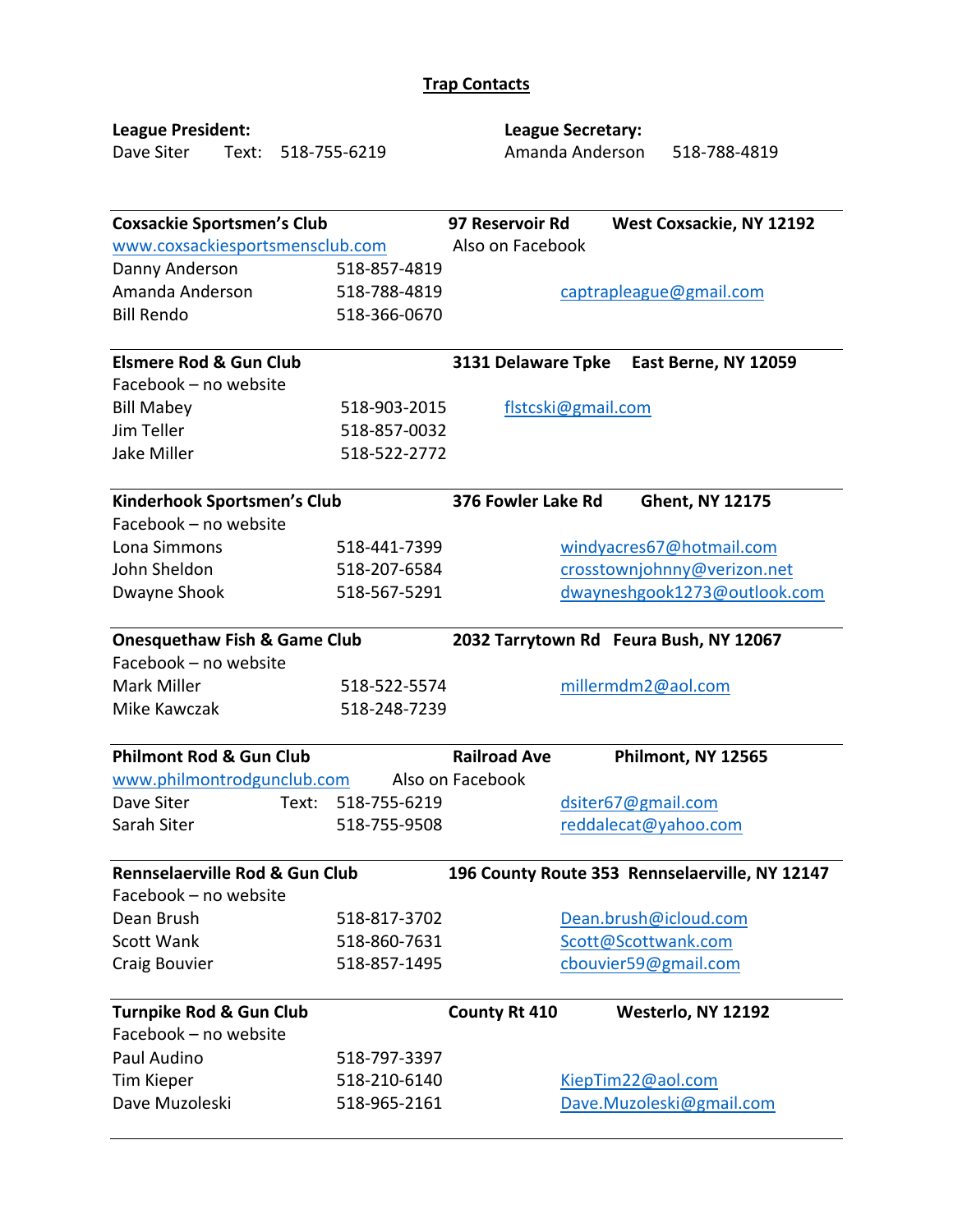## Trap Contacts

**League President:**
Dave Siter Text: 518-755-6219

**League Secretary:**
Amanda Anderson 518-788-4819

---

**Coxsackie Sportsmen's Club** **97 Reservoir Rd** **West Coxsackie, NY 12192**

www.coxsackiesportsmensclub.com Also on Facebook

| | | |
|---|---|---|
| Danny Anderson | 518-857-4819 | |
| Amanda Anderson | 518-788-4819 | captrapleague@gmail.com |
| Bill Rendo | 518-366-0670 | |

---

**Elsmere Rod & Gun Club** **3131 Delaware Tpke** **East Berne, NY 12059**

Facebook – no website

| | | |
|---|---|---|
| Bill Mabey | 518-903-2015 | flstcski@gmail.com |
| Jim Teller | 518-857-0032 | |
| Jake Miller | 518-522-2772 | |

---

**Kinderhook Sportsmen's Club** **376 Fowler Lake Rd** **Ghent, NY 12175**

Facebook – no website

| | | |
|---|---|---|
| Lona Simmons | 518-441-7399 | windyacres67@hotmail.com |
| John Sheldon | 518-207-6584 | crosstownjohnny@verizon.net |
| Dwayne Shook | 518-567-5291 | dwayneshgook1273@outlook.com |

---

**Onesquethaw Fish & Game Club** **2032 Tarrytown Rd** **Feura Bush, NY 12067**

Facebook – no website

| | | |
|---|---|---|
| Mark Miller | 518-522-5574 | millermdm2@aol.com |
| Mike Kawczak | 518-248-7239 | |

---

**Philmont Rod & Gun Club** **Railroad Ave** **Philmont, NY 12565**

www.philmontrodgunclub.com Also on Facebook

| | | |
|---|---|---|
| Dave Siter | Text: 518-755-6219 | dsiter67@gmail.com |
| Sarah Siter | 518-755-9508 | reddalecat@yahoo.com |

---

**Rennselaerville Rod & Gun Club** **196 County Route 353** **Rennselaerville, NY 12147**

Facebook – no website

| | | |
|---|---|---|
| Dean Brush | 518-817-3702 | Dean.brush@icloud.com |
| Scott Wank | 518-860-7631 | Scott@Scottwank.com |
| Craig Bouvier | 518-857-1495 | cbouvier59@gmail.com |

---

**Turnpike Rod & Gun Club** **County Rt 410** **Westerlo, NY 12192**

Facebook – no website

| | | |
|---|---|---|
| Paul Audino | 518-797-3397 | |
| Tim Kieper | 518-210-6140 | KiepTim22@aol.com |
| Dave Muzoleski | 518-965-2161 | Dave.Muzoleski@gmail.com |